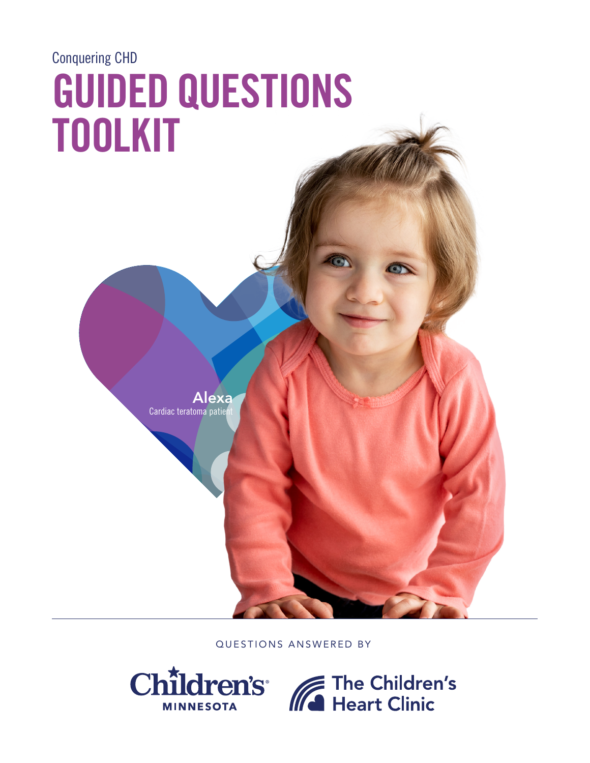Conquering CHD

# GUIDED QUESTIONS TOOLKIT

**Alexa**
Cardiac teratoma patient

QUESTIONS ANSWERED BY

Children's Minnesota

The Children's Heart Clinic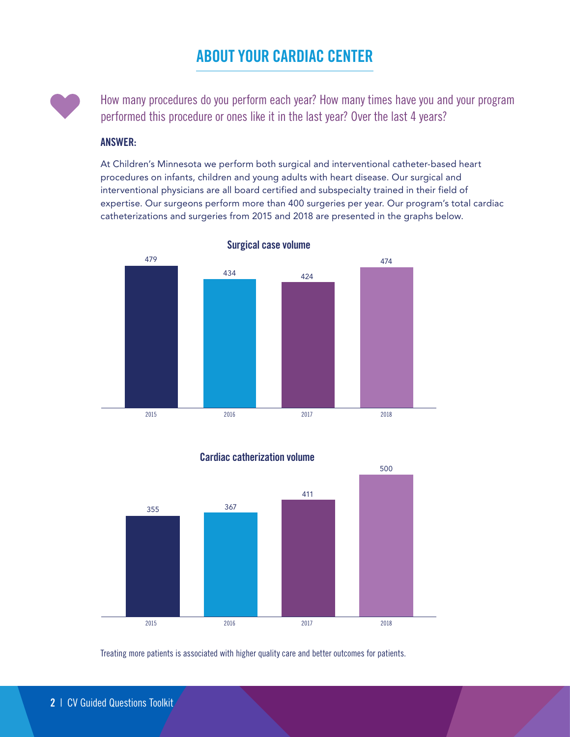# ABOUT YOUR CARDIAC CENTER

How many procedures do you perform each year? How many times have you and your program performed this procedure or ones like it in the last year? Over the last 4 years?

**ANSWER:**

At Children's Minnesota we perform both surgical and interventional catheter-based heart procedures on infants, children and young adults with heart disease. Our surgical and interventional physicians are all board certified and subspecialty trained in their field of expertise. Our surgeons perform more than 400 surgeries per year. Our program's total cardiac catheterizations and surgeries from 2015 and 2018 are presented in the graphs below.

**Surgical case volume**

| Year | Cases |
|---|---|
| 2015 | 479 |
| 2016 | 434 |
| 2017 | 424 |
| 2018 | 474 |

**Cardiac catherization volume**

| Year | Cases |
|---|---|
| 2015 | 355 |
| 2016 | 367 |
| 2017 | 411 |
| 2018 | 500 |

Treating more patients is associated with higher quality care and better outcomes for patients.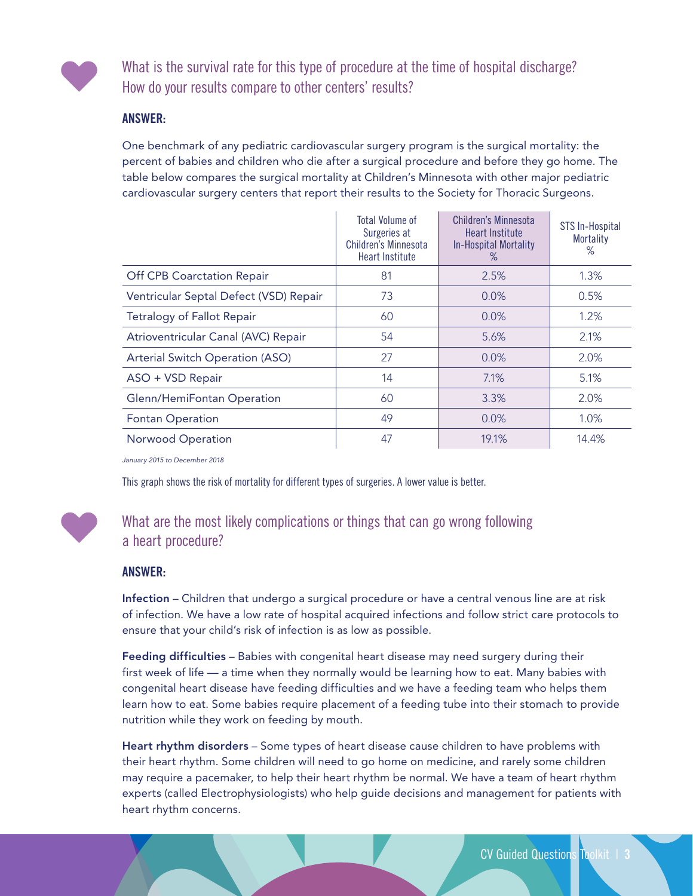## What is the survival rate for this type of procedure at the time of hospital discharge? How do your results compare to other centers' results?

**ANSWER:**

One benchmark of any pediatric cardiovascular surgery program is the surgical mortality: the percent of babies and children who die after a surgical procedure and before they go home. The table below compares the surgical mortality at Children's Minnesota with other major pediatric cardiovascular surgery centers that report their results to the Society for Thoracic Surgeons.

| | Total Volume of Surgeries at Children's Minnesota Heart Institute | Children's Minnesota Heart Institute In-Hospital Mortality % | STS In-Hospital Mortality % |
|---|---|---|---|
| Off CPB Coarctation Repair | 81 | 2.5% | 1.3% |
| Ventricular Septal Defect (VSD) Repair | 73 | 0.0% | 0.5% |
| Tetralogy of Fallot Repair | 60 | 0.0% | 1.2% |
| Atrioventricular Canal (AVC) Repair | 54 | 5.6% | 2.1% |
| Arterial Switch Operation (ASO) | 27 | 0.0% | 2.0% |
| ASO + VSD Repair | 14 | 7.1% | 5.1% |
| Glenn/HemiFontan Operation | 60 | 3.3% | 2.0% |
| Fontan Operation | 49 | 0.0% | 1.0% |
| Norwood Operation | 47 | 19.1% | 14.4% |

*January 2015 to December 2018*

This graph shows the risk of mortality for different types of surgeries. A lower value is better.

## What are the most likely complications or things that can go wrong following a heart procedure?

**ANSWER:**

**Infection** – Children that undergo a surgical procedure or have a central venous line are at risk of infection. We have a low rate of hospital acquired infections and follow strict care protocols to ensure that your child's risk of infection is as low as possible.

**Feeding difficulties** – Babies with congenital heart disease may need surgery during their first week of life — a time when they normally would be learning how to eat. Many babies with congenital heart disease have feeding difficulties and we have a feeding team who helps them learn how to eat. Some babies require placement of a feeding tube into their stomach to provide nutrition while they work on feeding by mouth.

**Heart rhythm disorders** – Some types of heart disease cause children to have problems with their heart rhythm. Some children will need to go home on medicine, and rarely some children may require a pacemaker, to help their heart rhythm be normal. We have a team of heart rhythm experts (called Electrophysiologists) who help guide decisions and management for patients with heart rhythm concerns.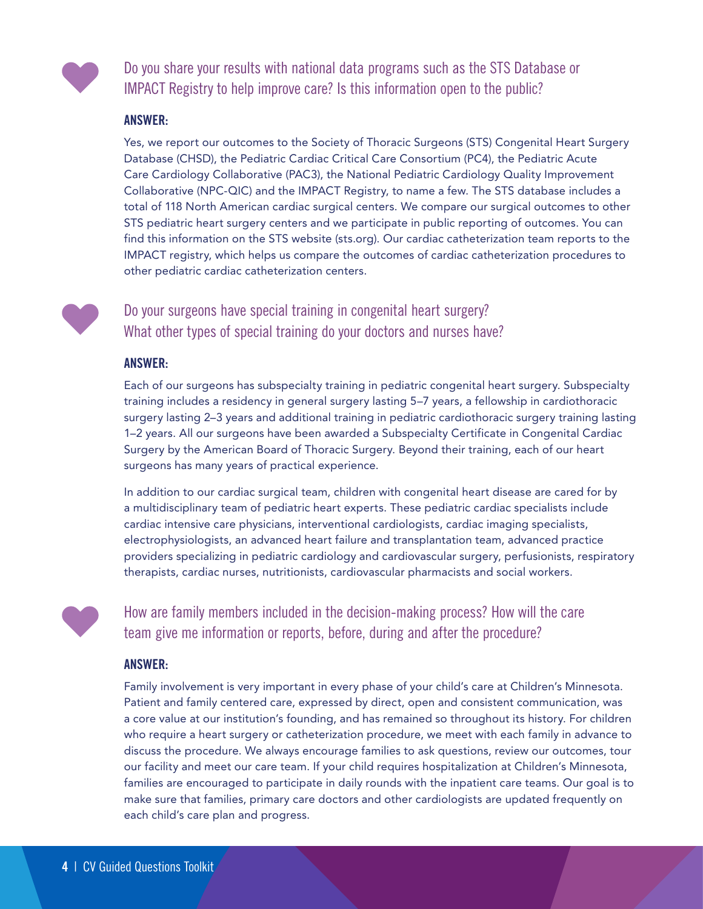## Do you share your results with national data programs such as the STS Database or IMPACT Registry to help improve care? Is this information open to the public?

**ANSWER:**

Yes, we report our outcomes to the Society of Thoracic Surgeons (STS) Congenital Heart Surgery Database (CHSD), the Pediatric Cardiac Critical Care Consortium (PC4), the Pediatric Acute Care Cardiology Collaborative (PAC3), the National Pediatric Cardiology Quality Improvement Collaborative (NPC-QIC) and the IMPACT Registry, to name a few. The STS database includes a total of 118 North American cardiac surgical centers. We compare our surgical outcomes to other STS pediatric heart surgery centers and we participate in public reporting of outcomes. You can find this information on the STS website (sts.org). Our cardiac catheterization team reports to the IMPACT registry, which helps us compare the outcomes of cardiac catheterization procedures to other pediatric cardiac catheterization centers.

## Do your surgeons have special training in congenital heart surgery? What other types of special training do your doctors and nurses have?

**ANSWER:**

Each of our surgeons has subspecialty training in pediatric congenital heart surgery. Subspecialty training includes a residency in general surgery lasting 5–7 years, a fellowship in cardiothoracic surgery lasting 2–3 years and additional training in pediatric cardiothoracic surgery training lasting 1–2 years. All our surgeons have been awarded a Subspecialty Certificate in Congenital Cardiac Surgery by the American Board of Thoracic Surgery. Beyond their training, each of our heart surgeons has many years of practical experience.

In addition to our cardiac surgical team, children with congenital heart disease are cared for by a multidisciplinary team of pediatric heart experts. These pediatric cardiac specialists include cardiac intensive care physicians, interventional cardiologists, cardiac imaging specialists, electrophysiologists, an advanced heart failure and transplantation team, advanced practice providers specializing in pediatric cardiology and cardiovascular surgery, perfusionists, respiratory therapists, cardiac nurses, nutritionists, cardiovascular pharmacists and social workers.

## How are family members included in the decision-making process? How will the care team give me information or reports, before, during and after the procedure?

**ANSWER:**

Family involvement is very important in every phase of your child's care at Children's Minnesota. Patient and family centered care, expressed by direct, open and consistent communication, was a core value at our institution's founding, and has remained so throughout its history. For children who require a heart surgery or catheterization procedure, we meet with each family in advance to discuss the procedure. We always encourage families to ask questions, review our outcomes, tour our facility and meet our care team. If your child requires hospitalization at Children's Minnesota, families are encouraged to participate in daily rounds with the inpatient care teams. Our goal is to make sure that families, primary care doctors and other cardiologists are updated frequently on each child's care plan and progress.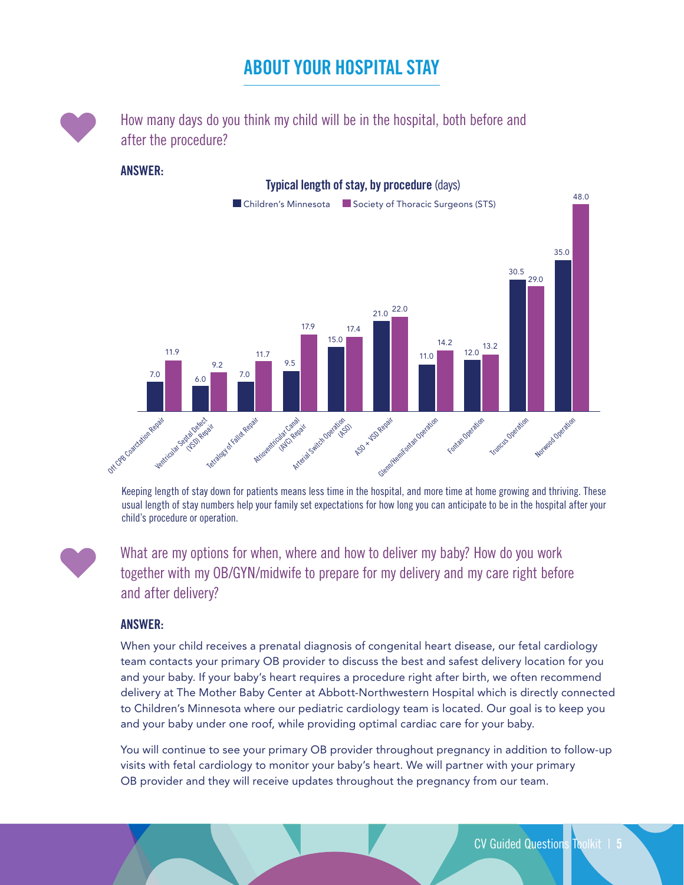# ABOUT YOUR HOSPITAL STAY

How many days do you think my child will be in the hospital, both before and after the procedure?

**ANSWER:**

**Typical length of stay, by procedure** (days)

| Procedure | Children's Minnesota | Society of Thoracic Surgeons (STS) |
|---|---|---|
| Off CPB Coarctation Repair | 7.0 | 11.9 |
| Ventricular Septal Defect (VSD) Repair | 6.0 | 9.2 |
| Tetralogy of Fallot Repair | 7.0 | 11.7 |
| Atrioventricular Canal (AVC) Repair | 9.5 | 17.9 |
| Arterial Switch Operation (ASO) | 15.0 | 17.4 |
| ASO + VSD Repair | 21.0 | 22.0 |
| Glenn/HemiFontan Operation | 11.0 | 14.2 |
| Fontan Operation | 12.0 | 13.2 |
| Truncus Operation | 30.5 | 29.0 |
| Norwood Operation | 35.0 | 48.0 |

Keeping length of stay down for patients means less time in the hospital, and more time at home growing and thriving. These usual length of stay numbers help your family set expectations for how long you can anticipate to be in the hospital after your child's procedure or operation.

What are my options for when, where and how to deliver my baby? How do you work together with my OB/GYN/midwife to prepare for my delivery and my care right before and after delivery?

**ANSWER:**

When your child receives a prenatal diagnosis of congenital heart disease, our fetal cardiology team contacts your primary OB provider to discuss the best and safest delivery location for you and your baby. If your baby's heart requires a procedure right after birth, we often recommend delivery at The Mother Baby Center at Abbott-Northwestern Hospital which is directly connected to Children's Minnesota where our pediatric cardiology team is located. Our goal is to keep you and your baby under one roof, while providing optimal cardiac care for your baby.

You will continue to see your primary OB provider throughout pregnancy in addition to follow-up visits with fetal cardiology to monitor your baby's heart. We will partner with your primary OB provider and they will receive updates throughout the pregnancy from our team.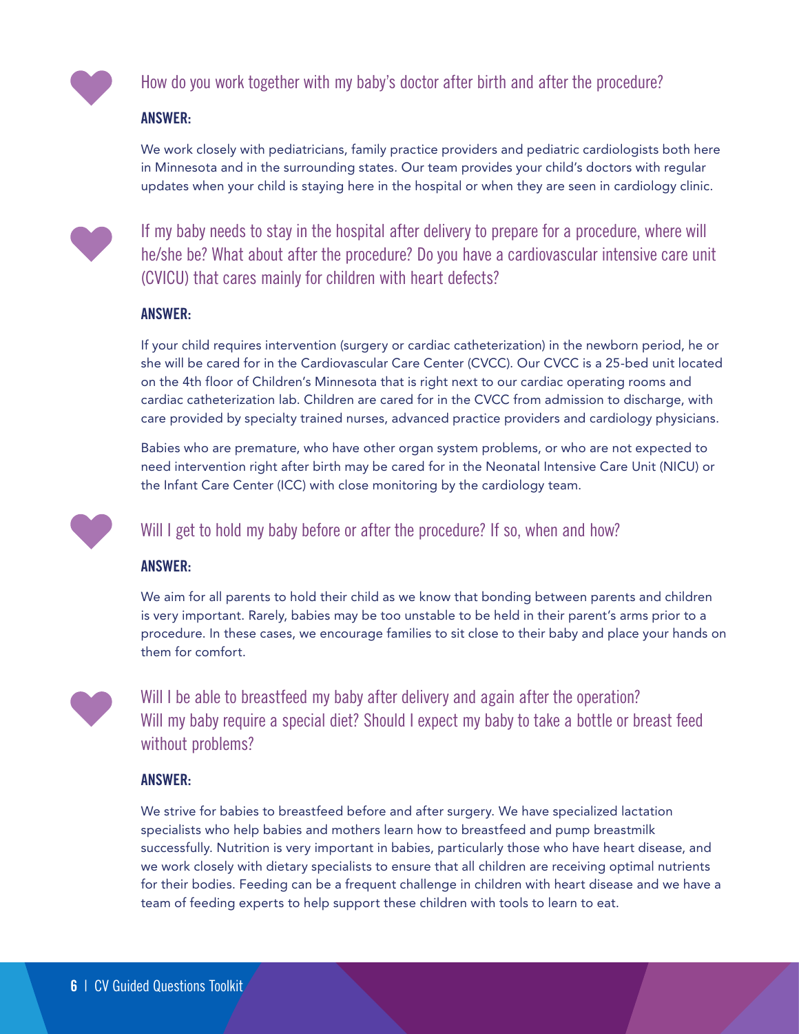### How do you work together with my baby's doctor after birth and after the procedure?

**ANSWER:**

We work closely with pediatricians, family practice providers and pediatric cardiologists both here in Minnesota and in the surrounding states. Our team provides your child's doctors with regular updates when your child is staying here in the hospital or when they are seen in cardiology clinic.

### If my baby needs to stay in the hospital after delivery to prepare for a procedure, where will he/she be? What about after the procedure? Do you have a cardiovascular intensive care unit (CVICU) that cares mainly for children with heart defects?

**ANSWER:**

If your child requires intervention (surgery or cardiac catheterization) in the newborn period, he or she will be cared for in the Cardiovascular Care Center (CVCC). Our CVCC is a 25-bed unit located on the 4th floor of Children's Minnesota that is right next to our cardiac operating rooms and cardiac catheterization lab. Children are cared for in the CVCC from admission to discharge, with care provided by specialty trained nurses, advanced practice providers and cardiology physicians.

Babies who are premature, who have other organ system problems, or who are not expected to need intervention right after birth may be cared for in the Neonatal Intensive Care Unit (NICU) or the Infant Care Center (ICC) with close monitoring by the cardiology team.

### Will I get to hold my baby before or after the procedure? If so, when and how?

**ANSWER:**

We aim for all parents to hold their child as we know that bonding between parents and children is very important. Rarely, babies may be too unstable to be held in their parent's arms prior to a procedure. In these cases, we encourage families to sit close to their baby and place your hands on them for comfort.

### Will I be able to breastfeed my baby after delivery and again after the operation? Will my baby require a special diet? Should I expect my baby to take a bottle or breast feed without problems?

**ANSWER:**

We strive for babies to breastfeed before and after surgery. We have specialized lactation specialists who help babies and mothers learn how to breastfeed and pump breastmilk successfully. Nutrition is very important in babies, particularly those who have heart disease, and we work closely with dietary specialists to ensure that all children are receiving optimal nutrients for their bodies. Feeding can be a frequent challenge in children with heart disease and we have a team of feeding experts to help support these children with tools to learn to eat.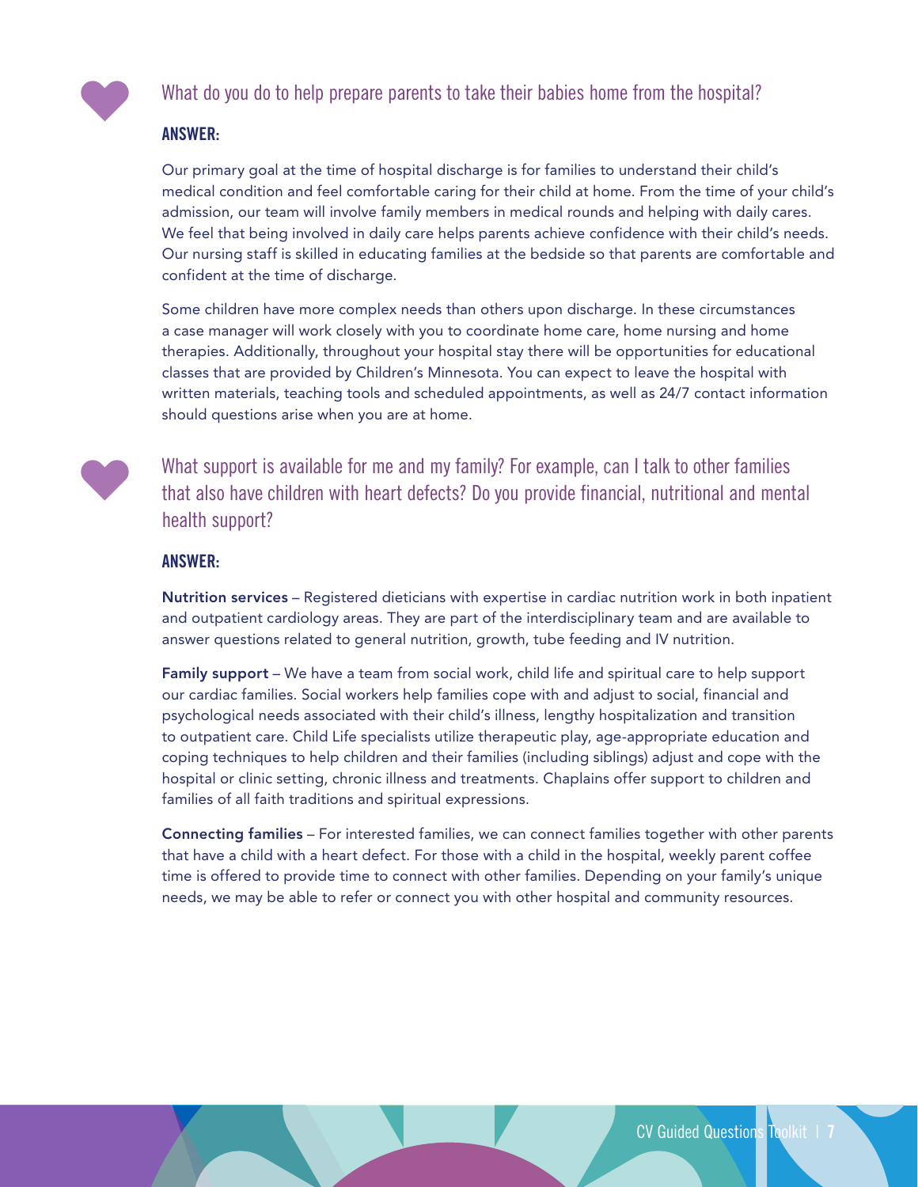## What do you do to help prepare parents to take their babies home from the hospital?

**ANSWER:**

Our primary goal at the time of hospital discharge is for families to understand their child's medical condition and feel comfortable caring for their child at home. From the time of your child's admission, our team will involve family members in medical rounds and helping with daily cares. We feel that being involved in daily care helps parents achieve confidence with their child's needs. Our nursing staff is skilled in educating families at the bedside so that parents are comfortable and confident at the time of discharge.

Some children have more complex needs than others upon discharge. In these circumstances a case manager will work closely with you to coordinate home care, home nursing and home therapies. Additionally, throughout your hospital stay there will be opportunities for educational classes that are provided by Children's Minnesota. You can expect to leave the hospital with written materials, teaching tools and scheduled appointments, as well as 24/7 contact information should questions arise when you are at home.

## What support is available for me and my family? For example, can I talk to other families that also have children with heart defects? Do you provide financial, nutritional and mental health support?

**ANSWER:**

**Nutrition services** – Registered dieticians with expertise in cardiac nutrition work in both inpatient and outpatient cardiology areas. They are part of the interdisciplinary team and are available to answer questions related to general nutrition, growth, tube feeding and IV nutrition.

**Family support** – We have a team from social work, child life and spiritual care to help support our cardiac families. Social workers help families cope with and adjust to social, financial and psychological needs associated with their child's illness, lengthy hospitalization and transition to outpatient care. Child Life specialists utilize therapeutic play, age-appropriate education and coping techniques to help children and their families (including siblings) adjust and cope with the hospital or clinic setting, chronic illness and treatments. Chaplains offer support to children and families of all faith traditions and spiritual expressions.

**Connecting families** – For interested families, we can connect families together with other parents that have a child with a heart defect. For those with a child in the hospital, weekly parent coffee time is offered to provide time to connect with other families. Depending on your family's unique needs, we may be able to refer or connect you with other hospital and community resources.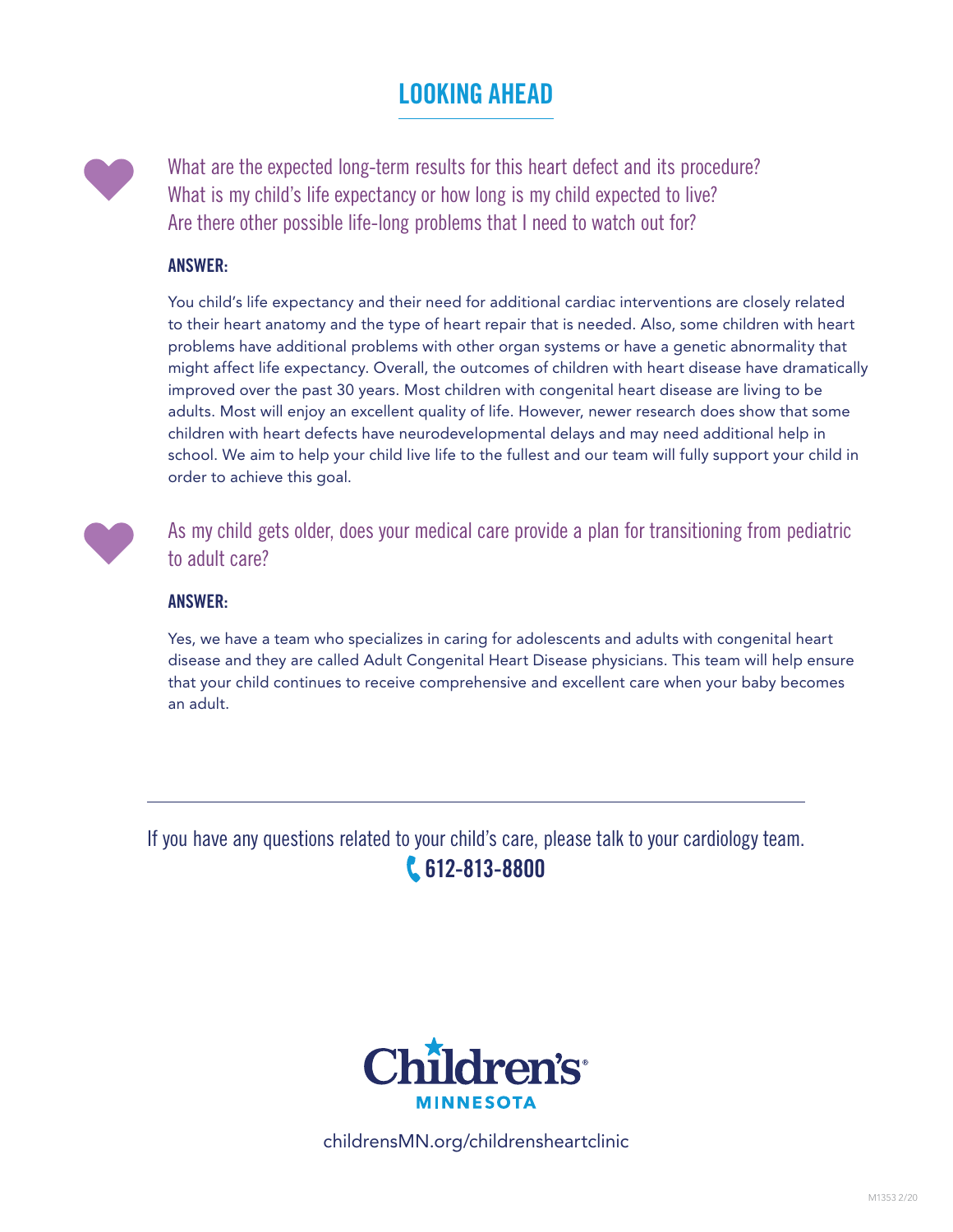## LOOKING AHEAD

What are the expected long-term results for this heart defect and its procedure?
What is my child's life expectancy or how long is my child expected to live?
Are there other possible life-long problems that I need to watch out for?

**ANSWER:**

You child's life expectancy and their need for additional cardiac interventions are closely related to their heart anatomy and the type of heart repair that is needed. Also, some children with heart problems have additional problems with other organ systems or have a genetic abnormality that might affect life expectancy. Overall, the outcomes of children with heart disease have dramatically improved over the past 30 years. Most children with congenital heart disease are living to be adults. Most will enjoy an excellent quality of life. However, newer research does show that some children with heart defects have neurodevelopmental delays and may need additional help in school. We aim to help your child live life to the fullest and our team will fully support your child in order to achieve this goal.

As my child gets older, does your medical care provide a plan for transitioning from pediatric to adult care?

**ANSWER:**

Yes, we have a team who specializes in caring for adolescents and adults with congenital heart disease and they are called Adult Congenital Heart Disease physicians. This team will help ensure that your child continues to receive comprehensive and excellent care when your baby becomes an adult.

---

If you have any questions related to your child's care, please talk to your cardiology team.
**612-813-8800**

Children's MINNESOTA

childrensMN.org/childrensheartclinic

M1353 2/20